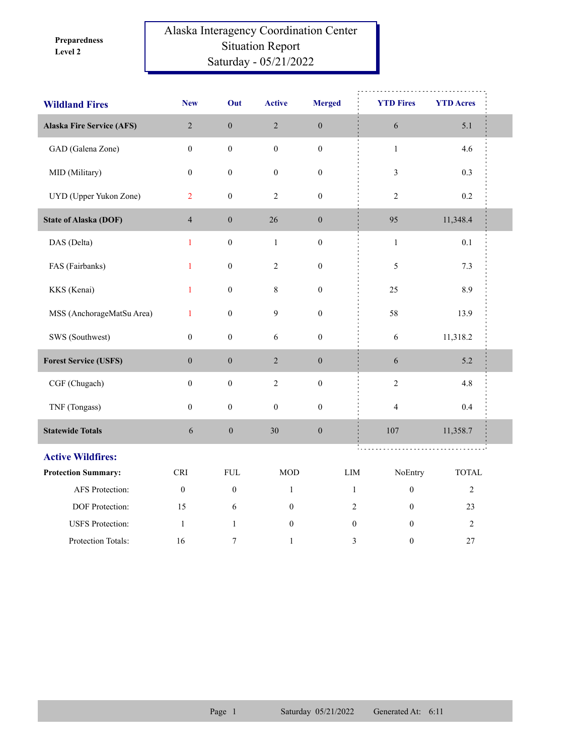**Preparedness Level 2**

# Alaska Interagency Coordination Center
## Situation Report
## Saturday - 05/21/2022

| Wildland Fires | New | Out | Active | Merged | YTD Fires | YTD Acres |
|---|---|---|---|---|---|---|
| **Alaska Fire Service (AFS)** | 2 | 0 | 2 | 0 | 6 | 5.1 |
| GAD (Galena Zone) | 0 | 0 | 0 | 0 | 1 | 4.6 |
| MID (Military) | 0 | 0 | 0 | 0 | 3 | 0.3 |
| UYD (Upper Yukon Zone) | 2 | 0 | 2 | 0 | 2 | 0.2 |
| **State of Alaska (DOF)** | 4 | 0 | 26 | 0 | 95 | 11,348.4 |
| DAS (Delta) | 1 | 0 | 1 | 0 | 1 | 0.1 |
| FAS (Fairbanks) | 1 | 0 | 2 | 0 | 5 | 7.3 |
| KKS (Kenai) | 1 | 0 | 8 | 0 | 25 | 8.9 |
| MSS (AnchorageMatSu Area) | 1 | 0 | 9 | 0 | 58 | 13.9 |
| SWS (Southwest) | 0 | 0 | 6 | 0 | 6 | 11,318.2 |
| **Forest Service (USFS)** | 0 | 0 | 2 | 0 | 6 | 5.2 |
| CGF (Chugach) | 0 | 0 | 2 | 0 | 2 | 4.8 |
| TNF (Tongass) | 0 | 0 | 0 | 0 | 4 | 0.4 |
| **Statewide Totals** | 6 | 0 | 30 | 0 | 107 | 11,358.7 |

## Active Wildfires:

| Protection Summary: | CRI | FUL | MOD | LIM | NoEntry | TOTAL |
|---|---|---|---|---|---|---|
| AFS Protection: | 0 | 0 | 1 | 1 | 0 | 2 |
| DOF Protection: | 15 | 6 | 0 | 2 | 0 | 23 |
| USFS Protection: | 1 | 1 | 0 | 0 | 0 | 2 |
| Protection Totals: | 16 | 7 | 1 | 3 | 0 | 27 |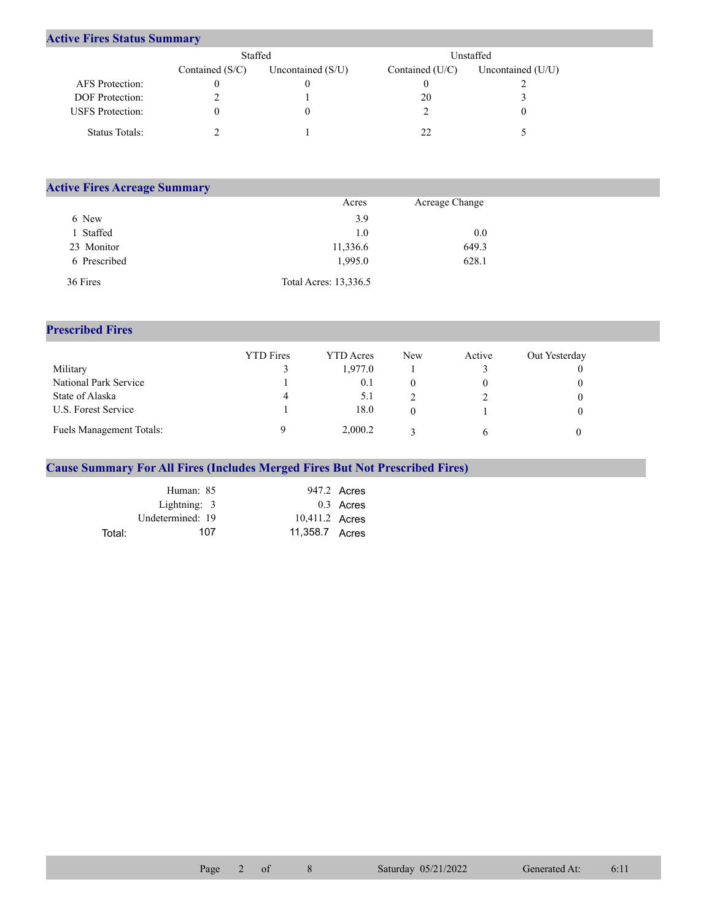## Active Fires Status Summary

| | Staffed | | Unstaffed | |
|---|---|---|---|---|
| | Contained (S/C) | Uncontained (S/U) | Contained (U/C) | Uncontained (U/U) |
| AFS Protection: | 0 | 0 | 0 | 2 |
| DOF Protection: | 2 | 1 | 20 | 3 |
| USFS Protection: | 0 | 0 | 2 | 0 |
| Status Totals: | 2 | 1 | 22 | 5 |

## Active Fires Acreage Summary

| | Acres | Acreage Change |
|---|---|---|
| 6 New | 3.9 | |
| 1 Staffed | 1.0 | 0.0 |
| 23 Monitor | 11,336.6 | 649.3 |
| 6 Prescribed | 1,995.0 | 628.1 |
| 36 Fires | Total Acres: 13,336.5 | |

## Prescribed Fires

| | YTD Fires | YTD Acres | New | Active | Out Yesterday |
|---|---|---|---|---|---|
| Military | 3 | 1,977.0 | 1 | 3 | 0 |
| National Park Service | 1 | 0.1 | 0 | 0 | 0 |
| State of Alaska | 4 | 5.1 | 2 | 2 | 0 |
| U.S. Forest Service | 1 | 18.0 | 0 | 1 | 0 |
| Fuels Management Totals: | 9 | 2,000.2 | 3 | 6 | 0 |

## Cause Summary For All Fires (Includes Merged Fires But Not Prescribed Fires)

| | | |
|---|---|---|
| Human: | 85 | 947.2 Acres |
| Lightning: | 3 | 0.3 Acres |
| Undetermined: | 19 | 10,411.2 Acres |
| Total: | 107 | 11,358.7 Acres |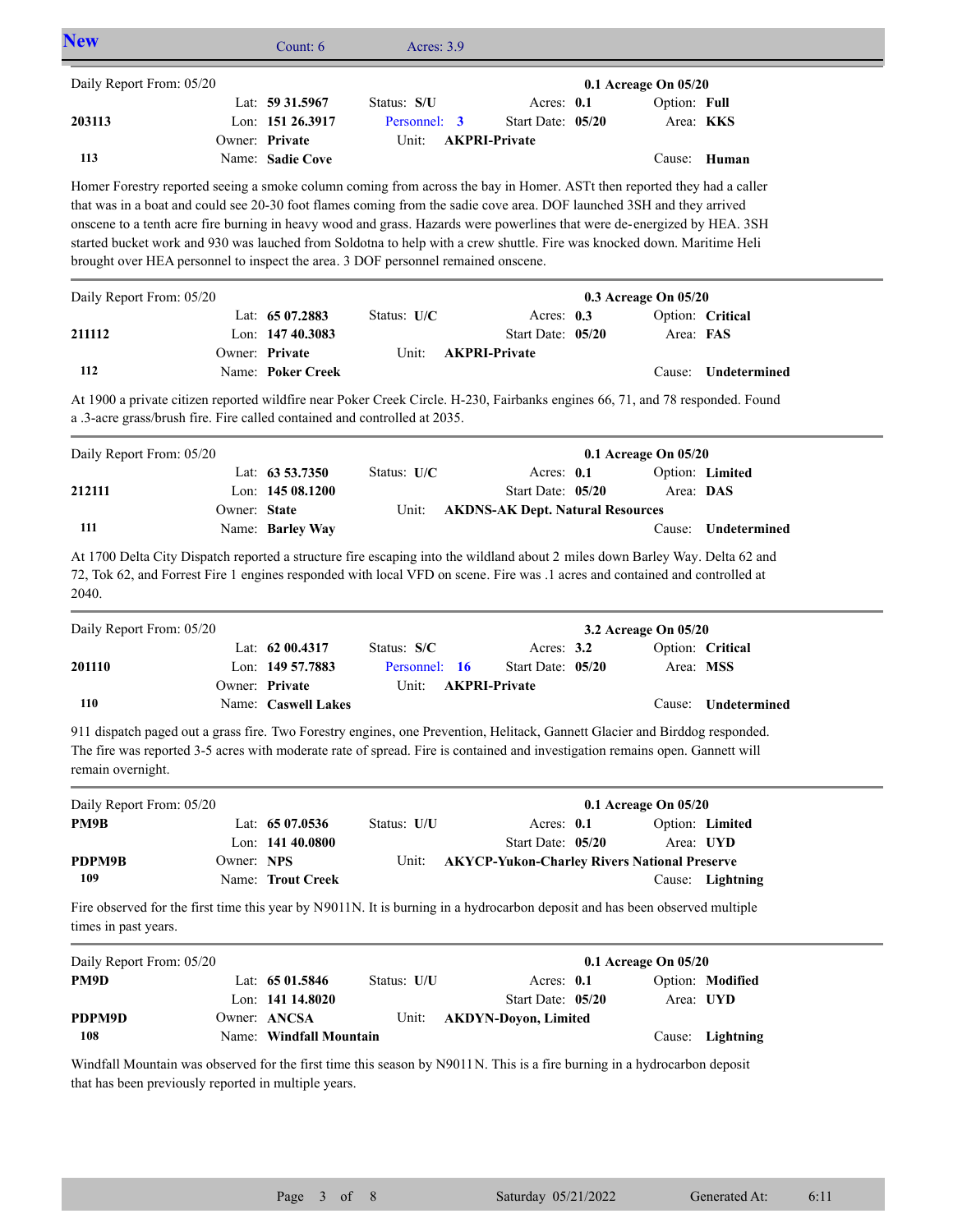## New

Count: 6 Acres: 3.9

---

Daily Report From: 05/20 — **0.1 Acreage On 05/20**

| | | | |
|---|---|---|---|
| **203113** | Lat: **59 31.5967** | Status: **S/U** | Acres: **0.1** | 
| **113** | Lon: **151 26.3917** | Personnel: **3** | Start Date: **05/20** |
| | Owner: **Private** | Unit: **AKPRI-Private** | Option: **Full** |
| | Name: **Sadie Cove** | | Area: **KKS** |
| | | | Cause: **Human** |

Homer Forestry reported seeing a smoke column coming from across the bay in Homer. ASTt then reported they had a caller that was in a boat and could see 20-30 foot flames coming from the sadie cove area. DOF launched 3SH and they arrived onscene to a tenth acre fire burning in heavy wood and grass. Hazards were powerlines that were de-energized by HEA. 3SH started bucket work and 930 was lauched from Soldotna to help with a crew shuttle. Fire was knocked down. Maritime Heli brought over HEA personnel to inspect the area. 3 DOF personnel remained onscene.

---

Daily Report From: 05/20 — **0.3 Acreage On 05/20**

| | | | |
|---|---|---|---|
| **211112** | Lat: **65 07.2883** | Status: **U/C** | Acres: **0.3** |
| **112** | Lon: **147 40.3083** | | Start Date: **05/20** |
| | Owner: **Private** | Unit: **AKPRI-Private** | Option: **Critical** |
| | Name: **Poker Creek** | | Area: **FAS** |
| | | | Cause: **Undetermined** |

At 1900 a private citizen reported wildfire near Poker Creek Circle. H-230, Fairbanks engines 66, 71, and 78 responded. Found a .3-acre grass/brush fire. Fire called contained and controlled at 2035.

---

Daily Report From: 05/20 — **0.1 Acreage On 05/20**

| | | | |
|---|---|---|---|
| **212111** | Lat: **63 53.7350** | Status: **U/C** | Acres: **0.1** |
| **111** | Lon: **145 08.1200** | | Start Date: **05/20** |
| | Owner: **State** | Unit: **AKDNS-AK Dept. Natural Resources** | Option: **Limited** |
| | Name: **Barley Way** | | Area: **DAS** |
| | | | Cause: **Undetermined** |

At 1700 Delta City Dispatch reported a structure fire escaping into the wildland about 2 miles down Barley Way. Delta 62 and 72, Tok 62, and Forrest Fire 1 engines responded with local VFD on scene. Fire was .1 acres and contained and controlled at 2040.

---

Daily Report From: 05/20 — **3.2 Acreage On 05/20**

| | | | |
|---|---|---|---|
| **201110** | Lat: **62 00.4317** | Status: **S/C** | Acres: **3.2** |
| **110** | Lon: **149 57.7883** | Personnel: **16** | Start Date: **05/20** |
| | Owner: **Private** | Unit: **AKPRI-Private** | Option: **Critical** |
| | Name: **Caswell Lakes** | | Area: **MSS** |
| | | | Cause: **Undetermined** |

911 dispatch paged out a grass fire. Two Forestry engines, one Prevention, Helitack, Gannett Glacier and Birddog responded. The fire was reported 3-5 acres with moderate rate of spread. Fire is contained and investigation remains open. Gannett will remain overnight.

---

Daily Report From: 05/20 — **0.1 Acreage On 05/20**

| | | | |
|---|---|---|---|
| **PM9B** | Lat: **65 07.0536** | Status: **U/U** | Acres: **0.1** |
| **PDPM9B** | Lon: **141 40.0800** | | Start Date: **05/20** |
| **109** | Owner: **NPS** | Unit: **AKYCP-Yukon-Charley Rivers National Preserve** | Option: **Limited** |
| | Name: **Trout Creek** | | Area: **UYD** |
| | | | Cause: **Lightning** |

Fire observed for the first time this year by N9011N. It is burning in a hydrocarbon deposit and has been observed multiple times in past years.

---

Daily Report From: 05/20 — **0.1 Acreage On 05/20**

| | | | |
|---|---|---|---|
| **PM9D** | Lat: **65 01.5846** | Status: **U/U** | Acres: **0.1** |
| **PDPM9D** | Lon: **141 14.8020** | | Start Date: **05/20** |
| **108** | Owner: **ANCSA** | Unit: **AKDYN-Doyon, Limited** | Option: **Modified** |
| | Name: **Windfall Mountain** | | Area: **UYD** |
| | | | Cause: **Lightning** |

Windfall Mountain was observed for the first time this season by N9011N. This is a fire burning in a hydrocarbon deposit that has been previously reported in multiple years.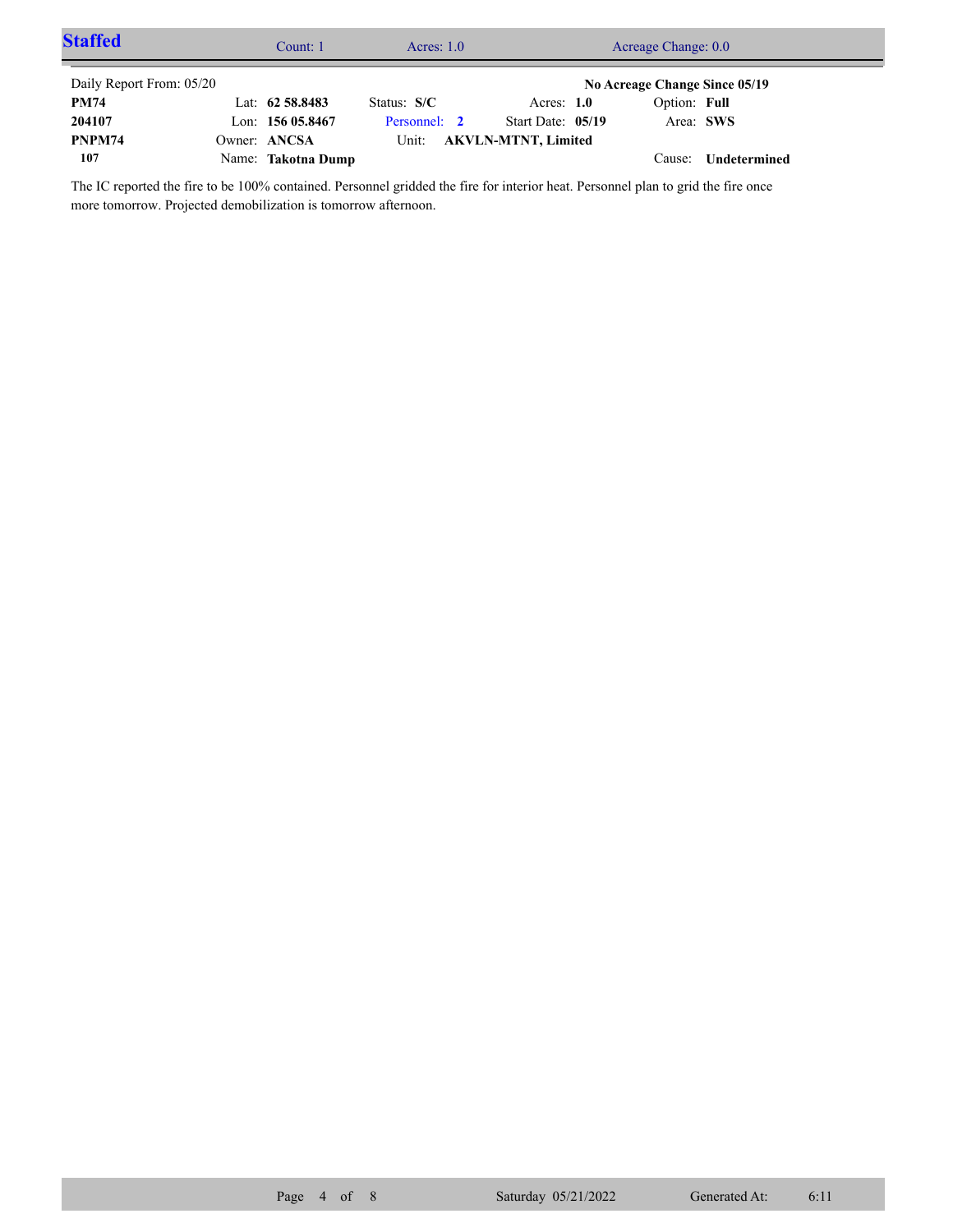## Staffed

Count: 1 | Acres: 1.0 | Acreage Change: 0.0

Daily Report From: 05/20 | | | | **No Acreage Change Since 05/19**

| | | | | |
|---|---|---|---|---|
| **PM74** | Lat: **62 58.8483** | Status: **S/C** | Acres: **1.0** | Option: **Full** |
| **204107** | Lon: **156 05.8467** | Personnel: **2** | Start Date: **05/19** | Area: **SWS** |
| **PNPM74** | Owner: **ANCSA** | Unit: **AKVLN-MTNT, Limited** | | |
| **107** | Name: **Takotna Dump** | | | Cause: **Undetermined** |

The IC reported the fire to be 100% contained. Personnel gridded the fire for interior heat. Personnel plan to grid the fire once more tomorrow. Projected demobilization is tomorrow afternoon.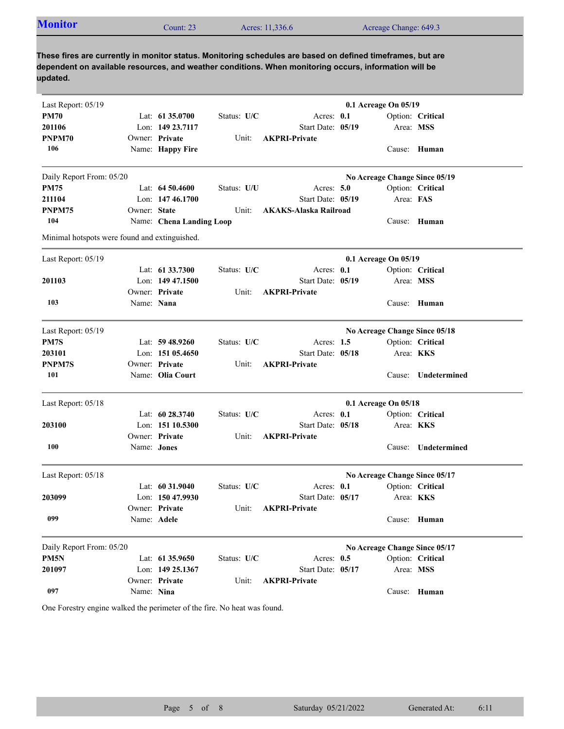## Monitor

Count: 23 | Acres: 11,336.6 | Acreage Change: 649.3

**These fires are currently in monitor status. Monitoring schedules are based on defined timeframes, but are dependent on available resources, and weather conditions. When monitoring occurs, information will be updated.**

---

Last Report: 05/19 — **0.1 Acreage On 05/19**

**PM70**
**201106**
**PNPM70**
**106**

Lat: **61 35.0700** | Lon: **149 23.7117** | Owner: **Private** | Name: **Happy Fire**
Status: **U/C** | Unit: **AKPRI-Private**
Acres: **0.1** | Start Date: **05/19**
Option: **Critical** | Area: **MSS** | Cause: **Human**

---

Daily Report From: 05/20 — **No Acreage Change Since 05/19**

**PM75**
**211104**
**PNPM75**
**104**

Lat: **64 50.4600** | Lon: **147 46.1700** | Owner: **State** | Name: **Chena Landing Loop**
Status: **U/U** | Unit: **AKAKS-Alaska Railroad**
Acres: **5.0** | Start Date: **05/19**
Option: **Critical** | Area: **FAS** | Cause: **Human**

Minimal hotspots were found and extinguished.

---

Last Report: 05/19 — **0.1 Acreage On 05/19**

**201103**
**103**

Lat: **61 33.7300** | Lon: **149 47.1500** | Owner: **Private** | Name: **Nana**
Status: **U/C** | Unit: **AKPRI-Private**
Acres: **0.1** | Start Date: **05/19**
Option: **Critical** | Area: **MSS** | Cause: **Human**

---

Last Report: 05/19 — **No Acreage Change Since 05/18**

**PM7S**
**203101**
**PNPM7S**
**101**

Lat: **59 48.9260** | Lon: **151 05.4650** | Owner: **Private** | Name: **Olia Court**
Status: **U/C** | Unit: **AKPRI-Private**
Acres: **1.5** | Start Date: **05/18**
Option: **Critical** | Area: **KKS** | Cause: **Undetermined**

---

Last Report: 05/18 — **0.1 Acreage On 05/18**

**203100**
**100**

Lat: **60 28.3740** | Lon: **151 10.5300** | Owner: **Private** | Name: **Jones**
Status: **U/C** | Unit: **AKPRI-Private**
Acres: **0.1** | Start Date: **05/18**
Option: **Critical** | Area: **KKS** | Cause: **Undetermined**

---

Last Report: 05/18 — **No Acreage Change Since 05/17**

**203099**
**099**

Lat: **60 31.9040** | Lon: **150 47.9930** | Owner: **Private** | Name: **Adele**
Status: **U/C** | Unit: **AKPRI-Private**
Acres: **0.1** | Start Date: **05/17**
Option: **Critical** | Area: **KKS** | Cause: **Human**

---

Daily Report From: 05/20 — **No Acreage Change Since 05/17**

**PM5N**
**201097**
**097**

Lat: **61 35.9650** | Lon: **149 25.1367** | Owner: **Private** | Name: **Nina**
Status: **U/C** | Unit: **AKPRI-Private**
Acres: **0.5** | Start Date: **05/17**
Option: **Critical** | Area: **MSS** | Cause: **Human**

One Forestry engine walked the perimeter of the fire. No heat was found.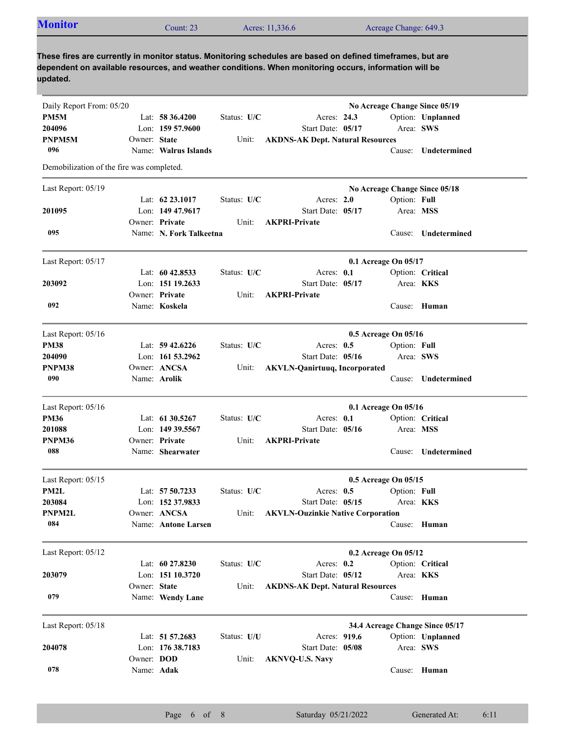## Monitor

Count: 23 | Acres: 11,336.6 | Acreage Change: 649.3

**These fires are currently in monitor status. Monitoring schedules are based on defined timeframes, but are dependent on available resources, and weather conditions. When monitoring occurs, information will be updated.**

---

Daily Report From: 05/20 — **No Acreage Change Since 05/19**

| | | | | |
|---|---|---|---|---|
| **PM5M** | Lat: **58 36.4200** | Status: **U/C** | Acres: **24.3** | Option: **Unplanned** |
| **204096** | Lon: **159 57.9600** | | Start Date: **05/17** | Area: **SWS** |
| **PNPM5M** | Owner: **State** | Unit: **AKDNS-AK Dept. Natural Resources** | | |
| **096** | Name: **Walrus Islands** | | | Cause: **Undetermined** |

Demobilization of the fire was completed.

---

Last Report: 05/19 — **No Acreage Change Since 05/18**

| | | | | |
|---|---|---|---|---|
| | Lat: **62 23.1017** | Status: **U/C** | Acres: **2.0** | Option: **Full** |
| **201095** | Lon: **149 47.9617** | | Start Date: **05/17** | Area: **MSS** |
| | Owner: **Private** | Unit: **AKPRI-Private** | | |
| **095** | Name: **N. Fork Talkeetna** | | | Cause: **Undetermined** |

---

Last Report: 05/17 — **0.1 Acreage On 05/17**

| | | | | |
|---|---|---|---|---|
| | Lat: **60 42.8533** | Status: **U/C** | Acres: **0.1** | Option: **Critical** |
| **203092** | Lon: **151 19.2633** | | Start Date: **05/17** | Area: **KKS** |
| | Owner: **Private** | Unit: **AKPRI-Private** | | |
| **092** | Name: **Koskela** | | | Cause: **Human** |

---

Last Report: 05/16 — **0.5 Acreage On 05/16**

| | | | | |
|---|---|---|---|---|
| **PM38** | Lat: **59 42.6226** | Status: **U/C** | Acres: **0.5** | Option: **Full** |
| **204090** | Lon: **161 53.2962** | | Start Date: **05/16** | Area: **SWS** |
| **PNPM38** | Owner: **ANCSA** | Unit: **AKVLN-Qanirtuuq, Incorporated** | | |
| **090** | Name: **Arolik** | | | Cause: **Undetermined** |

---

Last Report: 05/16 — **0.1 Acreage On 05/16**

| | | | | |
|---|---|---|---|---|
| **PM36** | Lat: **61 30.5267** | Status: **U/C** | Acres: **0.1** | Option: **Critical** |
| **201088** | Lon: **149 39.5567** | | Start Date: **05/16** | Area: **MSS** |
| **PNPM36** | Owner: **Private** | Unit: **AKPRI-Private** | | |
| **088** | Name: **Shearwater** | | | Cause: **Undetermined** |

---

Last Report: 05/15 — **0.5 Acreage On 05/15**

| | | | | |
|---|---|---|---|---|
| **PM2L** | Lat: **57 50.7233** | Status: **U/C** | Acres: **0.5** | Option: **Full** |
| **203084** | Lon: **152 37.9833** | | Start Date: **05/15** | Area: **KKS** |
| **PNPM2L** | Owner: **ANCSA** | Unit: **AKVLN-Ouzinkie Native Corporation** | | |
| **084** | Name: **Antone Larsen** | | | Cause: **Human** |

---

Last Report: 05/12 — **0.2 Acreage On 05/12**

| | | | | |
|---|---|---|---|---|
| | Lat: **60 27.8230** | Status: **U/C** | Acres: **0.2** | Option: **Critical** |
| **203079** | Lon: **151 10.3720** | | Start Date: **05/12** | Area: **KKS** |
| | Owner: **State** | Unit: **AKDNS-AK Dept. Natural Resources** | | |
| **079** | Name: **Wendy Lane** | | | Cause: **Human** |

---

Last Report: 05/18 — **34.4 Acreage Change Since 05/17**

| | | | | |
|---|---|---|---|---|
| | Lat: **51 57.2683** | Status: **U/U** | Acres: **919.6** | Option: **Unplanned** |
| **204078** | Lon: **176 38.7183** | | Start Date: **05/08** | Area: **SWS** |
| | Owner: **DOD** | Unit: **AKNVQ-U.S. Navy** | | |
| **078** | Name: **Adak** | | | Cause: **Human** |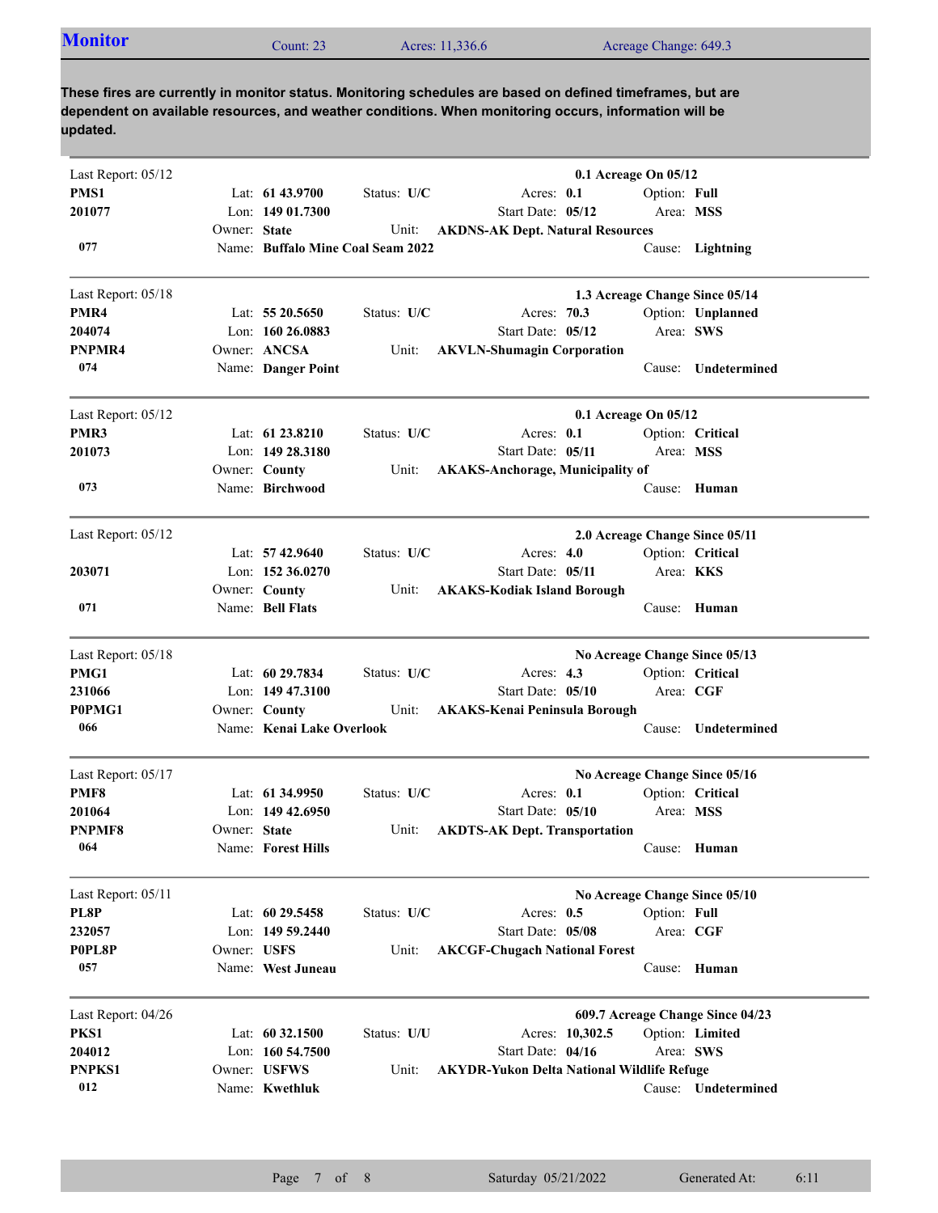## Monitor

Count: 23 | Acres: 11,336.6 | Acreage Change: 649.3

**These fires are currently in monitor status. Monitoring schedules are based on defined timeframes, but are dependent on available resources, and weather conditions. When monitoring occurs, information will be updated.**

---

Last Report: 05/12 — **0.1 Acreage On 05/12**

**PMS1**
**201077**
**077**

- Lat: **61 43.9700** | Lon: **149 01.7300**
- Owner: **State**
- Name: **Buffalo Mine Coal Seam 2022**
- Status: **U/C**
- Unit: **AKDNS-AK Dept. Natural Resources**
- Acres: **0.1** | Start Date: **05/12**
- Option: **Full** | Area: **MSS**
- Cause: **Lightning**

---

Last Report: 05/18 — **1.3 Acreage Change Since 05/14**

**PMR4**
**204074**
**PNPMR4**
**074**

- Lat: **55 20.5650** | Lon: **160 26.0883**
- Owner: **ANCSA**
- Name: **Danger Point**
- Status: **U/C**
- Unit: **AKVLN-Shumagin Corporation**
- Acres: **70.3** | Start Date: **05/12**
- Option: **Unplanned** | Area: **SWS**
- Cause: **Undetermined**

---

Last Report: 05/12 — **0.1 Acreage On 05/12**

**PMR3**
**201073**
**073**

- Lat: **61 23.8210** | Lon: **149 28.3180**
- Owner: **County**
- Name: **Birchwood**
- Status: **U/C**
- Unit: **AKAKS-Anchorage, Municipality of**
- Acres: **0.1** | Start Date: **05/11**
- Option: **Critical** | Area: **MSS**
- Cause: **Human**

---

Last Report: 05/12 — **2.0 Acreage Change Since 05/11**

**203071**
**071**

- Lat: **57 42.9640** | Lon: **152 36.0270**
- Owner: **County**
- Name: **Bell Flats**
- Status: **U/C**
- Unit: **AKAKS-Kodiak Island Borough**
- Acres: **4.0** | Start Date: **05/11**
- Option: **Critical** | Area: **KKS**
- Cause: **Human**

---

Last Report: 05/18 — **No Acreage Change Since 05/13**

**PMG1**
**231066**
**P0PMG1**
**066**

- Lat: **60 29.7834** | Lon: **149 47.3100**
- Owner: **County**
- Name: **Kenai Lake Overlook**
- Status: **U/C**
- Unit: **AKAKS-Kenai Peninsula Borough**
- Acres: **4.3** | Start Date: **05/10**
- Option: **Critical** | Area: **CGF**
- Cause: **Undetermined**

---

Last Report: 05/17 — **No Acreage Change Since 05/16**

**PMF8**
**201064**
**PNPMF8**
**064**

- Lat: **61 34.9950** | Lon: **149 42.6950**
- Owner: **State**
- Name: **Forest Hills**
- Status: **U/C**
- Unit: **AKDTS-AK Dept. Transportation**
- Acres: **0.1** | Start Date: **05/10**
- Option: **Critical** | Area: **MSS**
- Cause: **Human**

---

Last Report: 05/11 — **No Acreage Change Since 05/10**

**PL8P**
**232057**
**P0PL8P**
**057**

- Lat: **60 29.5458** | Lon: **149 59.2440**
- Owner: **USFS**
- Name: **West Juneau**
- Status: **U/C**
- Unit: **AKCGF-Chugach National Forest**
- Acres: **0.5** | Start Date: **05/08**
- Option: **Full** | Area: **CGF**
- Cause: **Human**

---

Last Report: 04/26 — **609.7 Acreage Change Since 04/23**

**PKS1**
**204012**
**PNPKS1**
**012**

- Lat: **60 32.1500** | Lon: **160 54.7500**
- Owner: **USFWS**
- Name: **Kwethluk**
- Status: **U/U**
- Unit: **AKYDR-Yukon Delta National Wildlife Refuge**
- Acres: **10,302.5** | Start Date: **04/16**
- Option: **Limited** | Area: **SWS**
- Cause: **Undetermined**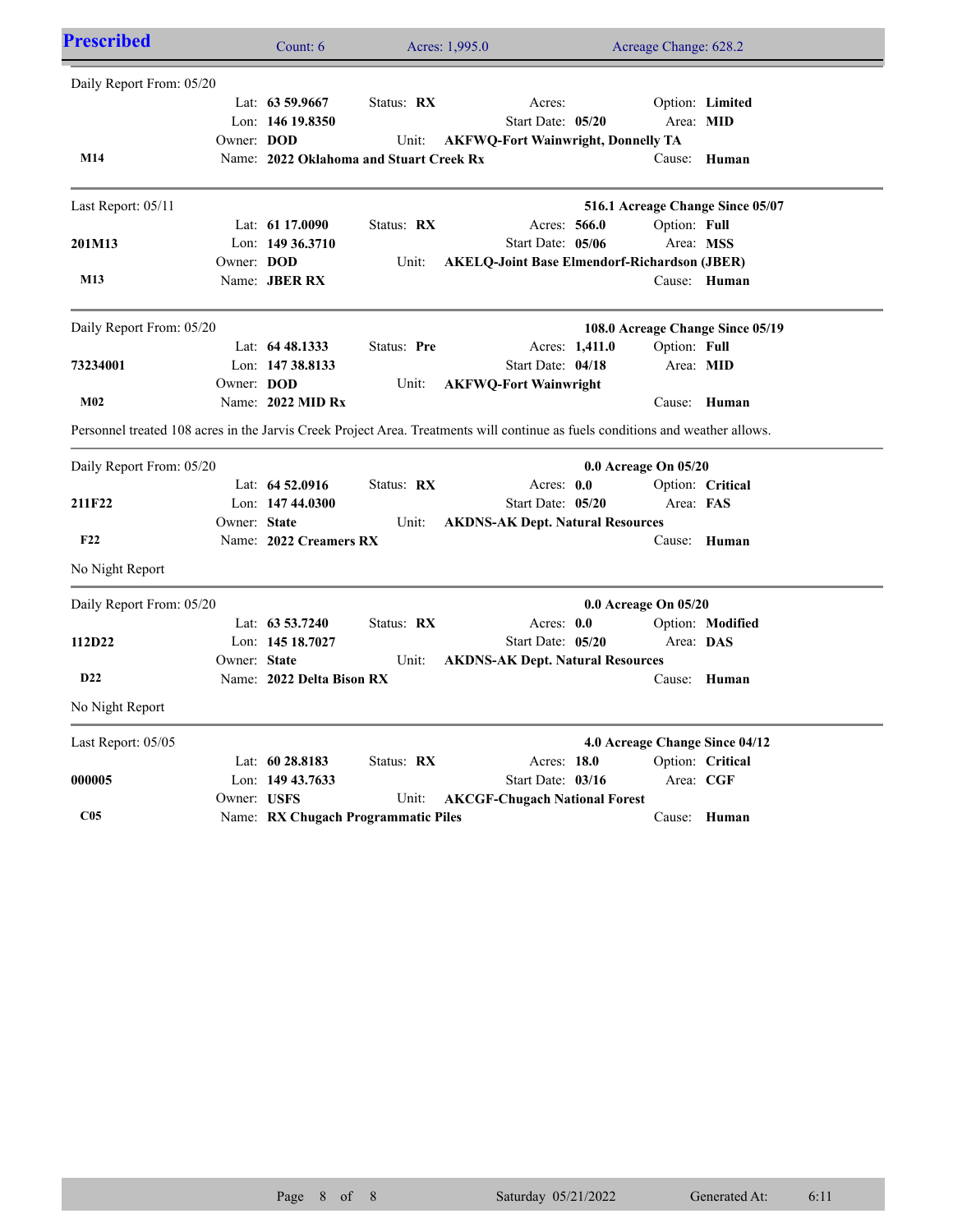## Prescribed

Count: 6 Acres: 1,995.0 Acreage Change: 628.2

---

Daily Report From: 05/20

| | | | | |
|---|---|---|---|---|
| | Lat: **63 59.9667** | Status: **RX** | Acres: | Option: **Limited** |
| | Lon: **146 19.8350** | | Start Date: **05/20** | Area: **MID** |
| | Owner: **DOD** | Unit: **AKFWQ-Fort Wainwright, Donnelly TA** | | |
| **M14** | Name: **2022 Oklahoma and Stuart Creek Rx** | | | Cause: **Human** |

---

Last Report: 05/11 — **516.1 Acreage Change Since 05/07**

| | | | | |
|---|---|---|---|---|
| | Lat: **61 17.0090** | Status: **RX** | Acres: **566.0** | Option: **Full** |
| **201M13** | Lon: **149 36.3710** | | Start Date: **05/06** | Area: **MSS** |
| | Owner: **DOD** | Unit: **AKELQ-Joint Base Elmendorf-Richardson (JBER)** | | |
| **M13** | Name: **JBER RX** | | | Cause: **Human** |

---

Daily Report From: 05/20 — **108.0 Acreage Change Since 05/19**

| | | | | |
|---|---|---|---|---|
| | Lat: **64 48.1333** | Status: **Pre** | Acres: **1,411.0** | Option: **Full** |
| **73234001** | Lon: **147 38.8133** | | Start Date: **04/18** | Area: **MID** |
| | Owner: **DOD** | Unit: **AKFWQ-Fort Wainwright** | | |
| **M02** | Name: **2022 MID Rx** | | | Cause: **Human** |

Personnel treated 108 acres in the Jarvis Creek Project Area. Treatments will continue as fuels conditions and weather allows.

---

Daily Report From: 05/20 — **0.0 Acreage On 05/20**

| | | | | |
|---|---|---|---|---|
| | Lat: **64 52.0916** | Status: **RX** | Acres: **0.0** | Option: **Critical** |
| **211F22** | Lon: **147 44.0300** | | Start Date: **05/20** | Area: **FAS** |
| | Owner: **State** | Unit: **AKDNS-AK Dept. Natural Resources** | | |
| **F22** | Name: **2022 Creamers RX** | | | Cause: **Human** |

No Night Report

---

Daily Report From: 05/20 — **0.0 Acreage On 05/20**

| | | | | |
|---|---|---|---|---|
| | Lat: **63 53.7240** | Status: **RX** | Acres: **0.0** | Option: **Modified** |
| **112D22** | Lon: **145 18.7027** | | Start Date: **05/20** | Area: **DAS** |
| | Owner: **State** | Unit: **AKDNS-AK Dept. Natural Resources** | | |
| **D22** | Name: **2022 Delta Bison RX** | | | Cause: **Human** |

No Night Report

---

Last Report: 05/05 — **4.0 Acreage Change Since 04/12**

| | | | | |
|---|---|---|---|---|
| | Lat: **60 28.8183** | Status: **RX** | Acres: **18.0** | Option: **Critical** |
| **000005** | Lon: **149 43.7633** | | Start Date: **03/16** | Area: **CGF** |
| | Owner: **USFS** | Unit: **AKCGF-Chugach National Forest** | | |
| **C05** | Name: **RX Chugach Programmatic Piles** | | | Cause: **Human** |

Saturday 05/21/2022 Generated At: 6:11